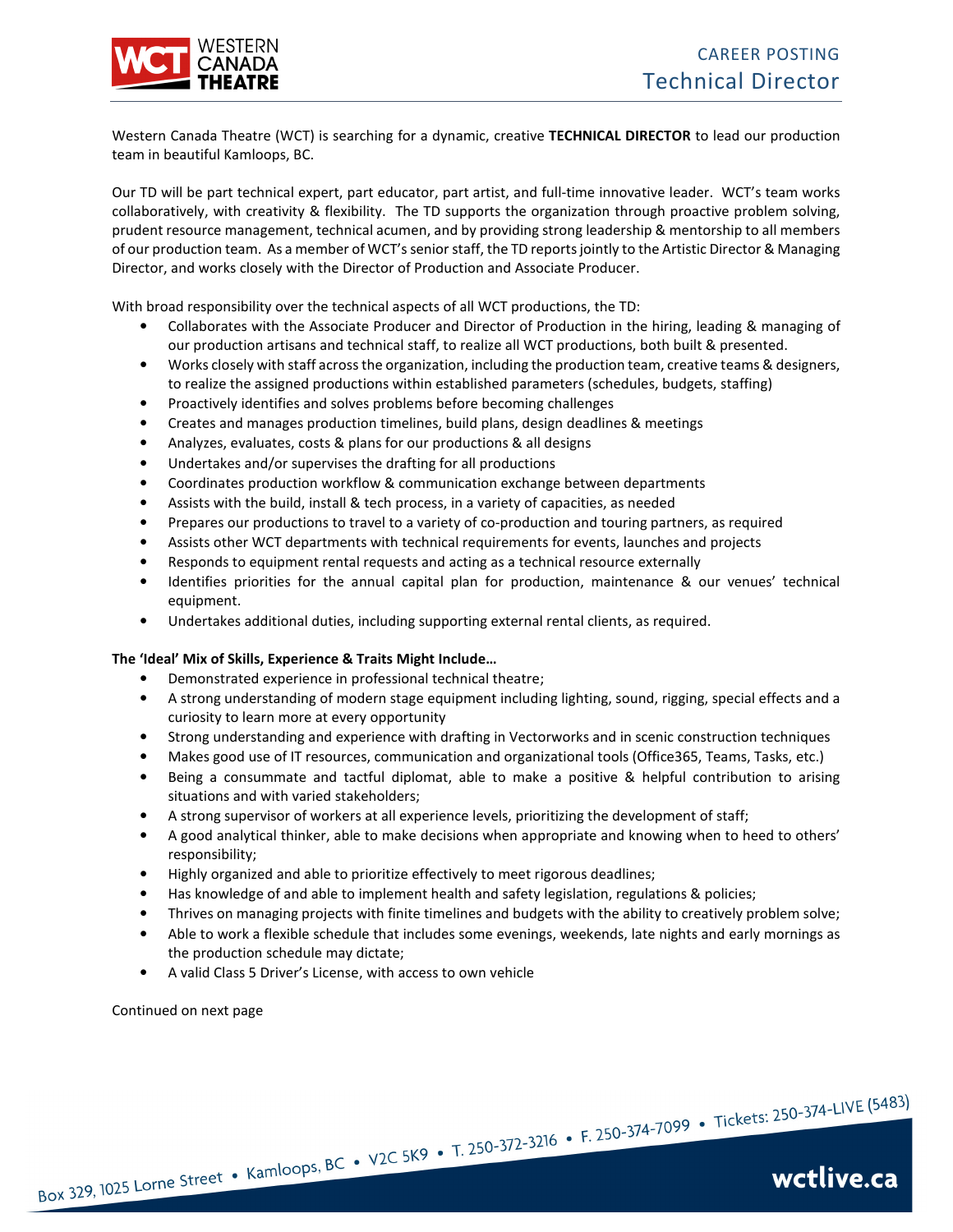# CAREER POSTING
## Technical Director

Western Canada Theatre (WCT) is searching for a dynamic, creative **TECHNICAL DIRECTOR** to lead our production team in beautiful Kamloops, BC.

Our TD will be part technical expert, part educator, part artist, and full-time innovative leader. WCT's team works collaboratively, with creativity & flexibility. The TD supports the organization through proactive problem solving, prudent resource management, technical acumen, and by providing strong leadership & mentorship to all members of our production team. As a member of WCT's senior staff, the TD reports jointly to the Artistic Director & Managing Director, and works closely with the Director of Production and Associate Producer.

With broad responsibility over the technical aspects of all WCT productions, the TD:

- Collaborates with the Associate Producer and Director of Production in the hiring, leading & managing of our production artisans and technical staff, to realize all WCT productions, both built & presented.
- Works closely with staff across the organization, including the production team, creative teams & designers, to realize the assigned productions within established parameters (schedules, budgets, staffing)
- Proactively identifies and solves problems before becoming challenges
- Creates and manages production timelines, build plans, design deadlines & meetings
- Analyzes, evaluates, costs & plans for our productions & all designs
- Undertakes and/or supervises the drafting for all productions
- Coordinates production workflow & communication exchange between departments
- Assists with the build, install & tech process, in a variety of capacities, as needed
- Prepares our productions to travel to a variety of co-production and touring partners, as required
- Assists other WCT departments with technical requirements for events, launches and projects
- Responds to equipment rental requests and acting as a technical resource externally
- Identifies priorities for the annual capital plan for production, maintenance & our venues' technical equipment.
- Undertakes additional duties, including supporting external rental clients, as required.

**The 'Ideal' Mix of Skills, Experience & Traits Might Include…**

- Demonstrated experience in professional technical theatre;
- A strong understanding of modern stage equipment including lighting, sound, rigging, special effects and a curiosity to learn more at every opportunity
- Strong understanding and experience with drafting in Vectorworks and in scenic construction techniques
- Makes good use of IT resources, communication and organizational tools (Office365, Teams, Tasks, etc.)
- Being a consummate and tactful diplomat, able to make a positive & helpful contribution to arising situations and with varied stakeholders;
- A strong supervisor of workers at all experience levels, prioritizing the development of staff;
- A good analytical thinker, able to make decisions when appropriate and knowing when to heed to others' responsibility;
- Highly organized and able to prioritize effectively to meet rigorous deadlines;
- Has knowledge of and able to implement health and safety legislation, regulations & policies;
- Thrives on managing projects with finite timelines and budgets with the ability to creatively problem solve;
- Able to work a flexible schedule that includes some evenings, weekends, late nights and early mornings as the production schedule may dictate;
- A valid Class 5 Driver's License, with access to own vehicle

Continued on next page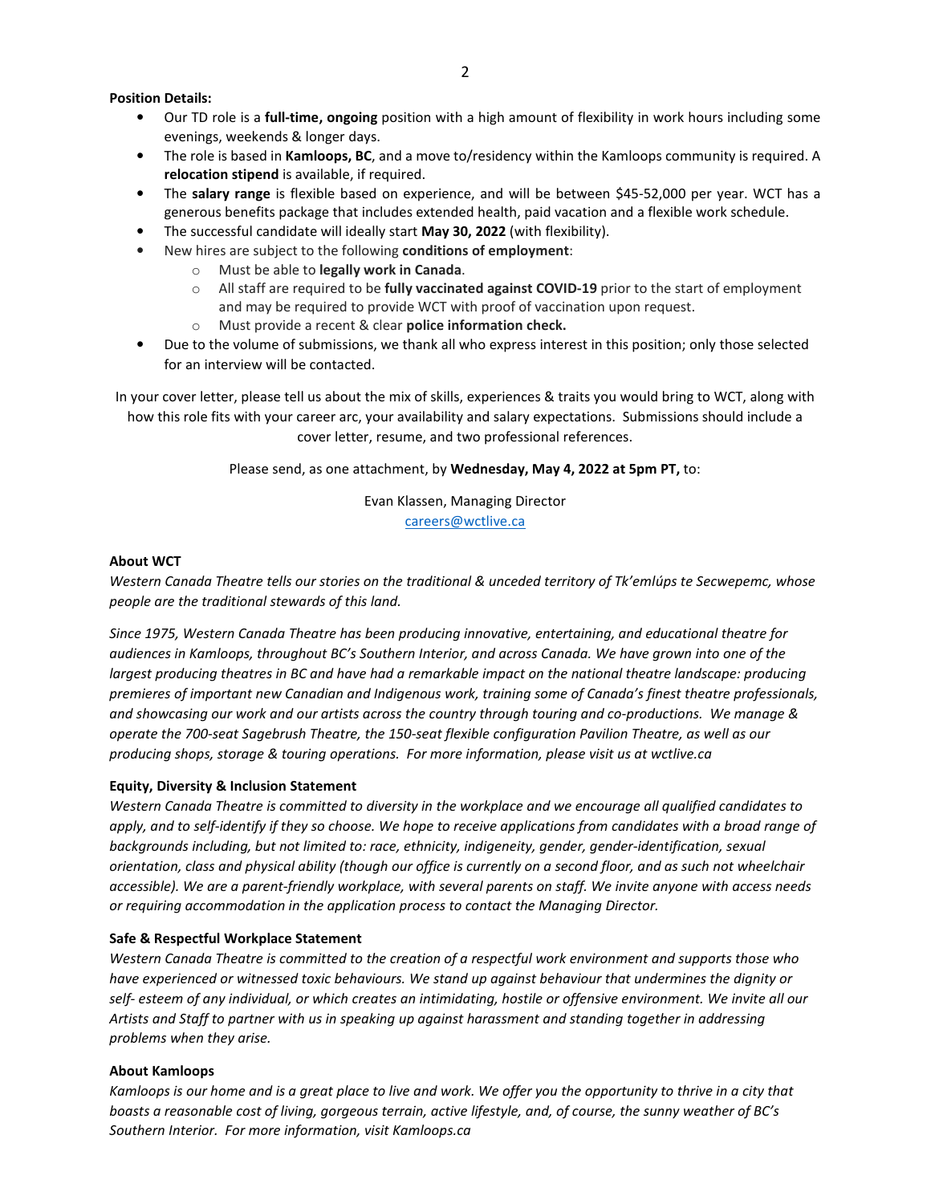**Position Details:**

- Our TD role is a **full-time, ongoing** position with a high amount of flexibility in work hours including some evenings, weekends & longer days.
- The role is based in **Kamloops, BC**, and a move to/residency within the Kamloops community is required. A **relocation stipend** is available, if required.
- The **salary range** is flexible based on experience, and will be between $45-52,000 per year. WCT has a generous benefits package that includes extended health, paid vacation and a flexible work schedule.
- The successful candidate will ideally start **May 30, 2022** (with flexibility).
- New hires are subject to the following **conditions of employment**:
  - Must be able to **legally work in Canada**.
  - All staff are required to be **fully vaccinated against COVID-19** prior to the start of employment and may be required to provide WCT with proof of vaccination upon request.
  - Must provide a recent & clear **police information check.**
- Due to the volume of submissions, we thank all who express interest in this position; only those selected for an interview will be contacted.

In your cover letter, please tell us about the mix of skills, experiences & traits you would bring to WCT, along with how this role fits with your career arc, your availability and salary expectations. Submissions should include a cover letter, resume, and two professional references.

Please send, as one attachment, by **Wednesday, May 4, 2022 at 5pm PT,** to:

Evan Klassen, Managing Director
careers@wctlive.ca

**About WCT**

*Western Canada Theatre tells our stories on the traditional & unceded territory of Tk'emlúps te Secwepemc, whose people are the traditional stewards of this land.*

*Since 1975, Western Canada Theatre has been producing innovative, entertaining, and educational theatre for audiences in Kamloops, throughout BC's Southern Interior, and across Canada. We have grown into one of the largest producing theatres in BC and have had a remarkable impact on the national theatre landscape: producing premieres of important new Canadian and Indigenous work, training some of Canada's finest theatre professionals, and showcasing our work and our artists across the country through touring and co-productions. We manage & operate the 700-seat Sagebrush Theatre, the 150-seat flexible configuration Pavilion Theatre, as well as our producing shops, storage & touring operations. For more information, please visit us at wctlive.ca*

**Equity, Diversity & Inclusion Statement**

*Western Canada Theatre is committed to diversity in the workplace and we encourage all qualified candidates to apply, and to self-identify if they so choose. We hope to receive applications from candidates with a broad range of backgrounds including, but not limited to: race, ethnicity, indigeneity, gender, gender-identification, sexual orientation, class and physical ability (though our office is currently on a second floor, and as such not wheelchair accessible). We are a parent-friendly workplace, with several parents on staff. We invite anyone with access needs or requiring accommodation in the application process to contact the Managing Director.*

**Safe & Respectful Workplace Statement**

*Western Canada Theatre is committed to the creation of a respectful work environment and supports those who have experienced or witnessed toxic behaviours. We stand up against behaviour that undermines the dignity or self- esteem of any individual, or which creates an intimidating, hostile or offensive environment. We invite all our Artists and Staff to partner with us in speaking up against harassment and standing together in addressing problems when they arise.*

**About Kamloops**

*Kamloops is our home and is a great place to live and work. We offer you the opportunity to thrive in a city that boasts a reasonable cost of living, gorgeous terrain, active lifestyle, and, of course, the sunny weather of BC's Southern Interior. For more information, visit Kamloops.ca*